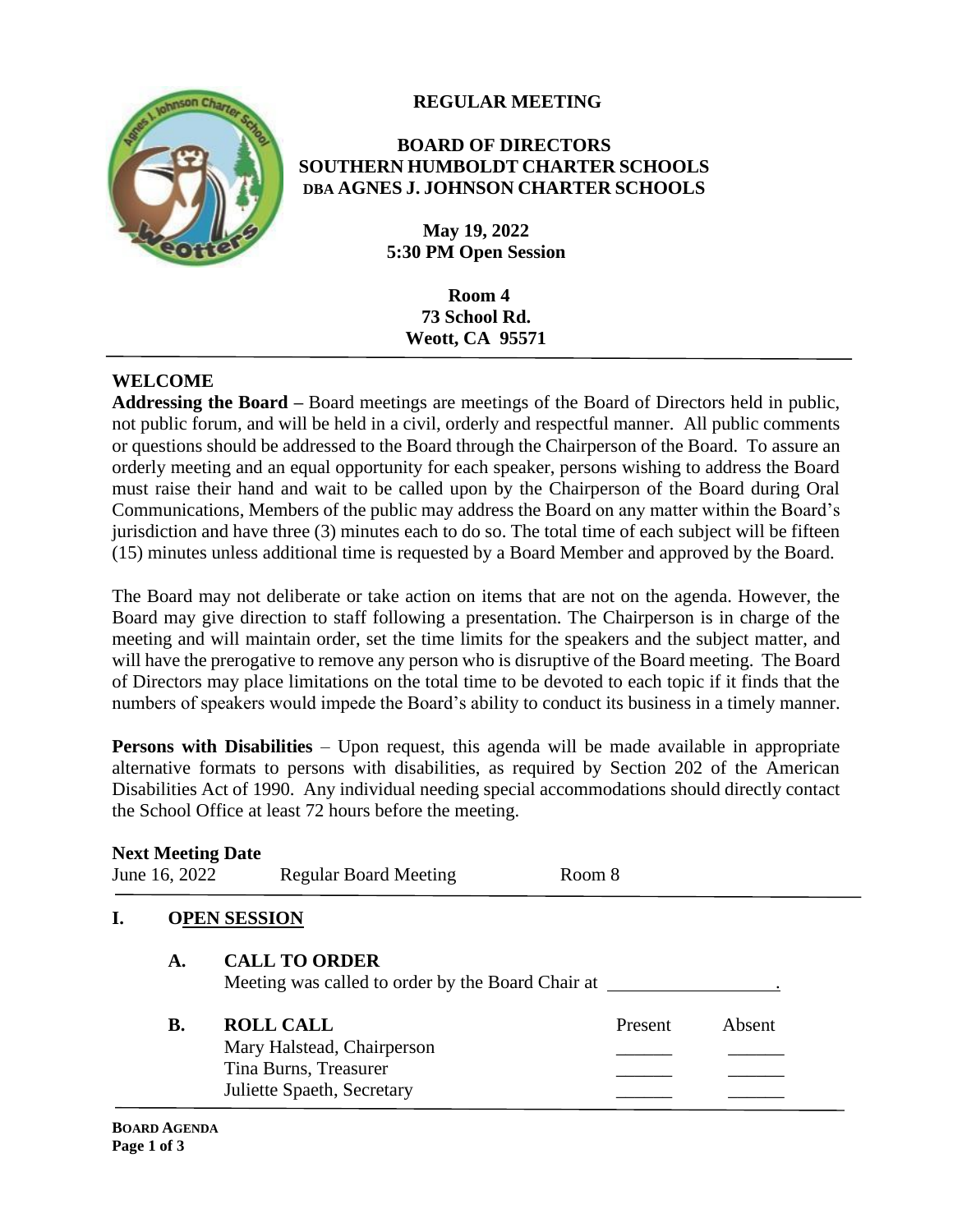# REGULAR MEETING

## BOARD OF DIRECTORS
## SOUTHERN HUMBOLDT CHARTER SCHOOLS
## DBA AGNES J. JOHNSON CHARTER SCHOOLS

**May 19, 2022**
**5:30 PM Open Session**

**Room 4**
**73 School Rd.**
**Weott, CA 95571**

---

**WELCOME**

**Addressing the Board –** Board meetings are meetings of the Board of Directors held in public, not public forum, and will be held in a civil, orderly and respectful manner. All public comments or questions should be addressed to the Board through the Chairperson of the Board. To assure an orderly meeting and an equal opportunity for each speaker, persons wishing to address the Board must raise their hand and wait to be called upon by the Chairperson of the Board during Oral Communications, Members of the public may address the Board on any matter within the Board's jurisdiction and have three (3) minutes each to do so. The total time of each subject will be fifteen (15) minutes unless additional time is requested by a Board Member and approved by the Board.

The Board may not deliberate or take action on items that are not on the agenda. However, the Board may give direction to staff following a presentation. The Chairperson is in charge of the meeting and will maintain order, set the time limits for the speakers and the subject matter, and will have the prerogative to remove any person who is disruptive of the Board meeting. The Board of Directors may place limitations on the total time to be devoted to each topic if it finds that the numbers of speakers would impede the Board's ability to conduct its business in a timely manner.

**Persons with Disabilities** – Upon request, this agenda will be made available in appropriate alternative formats to persons with disabilities, as required by Section 202 of the American Disabilities Act of 1990. Any individual needing special accommodations should directly contact the School Office at least 72 hours before the meeting.

**Next Meeting Date**

June 16, 2022 Regular Board Meeting Room 8

---

**I. OPEN SESSION**

**A. CALL TO ORDER**

Meeting was called to order by the Board Chair at __________________.

**B. ROLL CALL**

| | Present | Absent |
|---|---|---|
| Mary Halstead, Chairperson | ______ | ______ |
| Tina Burns, Treasurer | ______ | ______ |
| Juliette Spaeth, Secretary | ______ | ______ |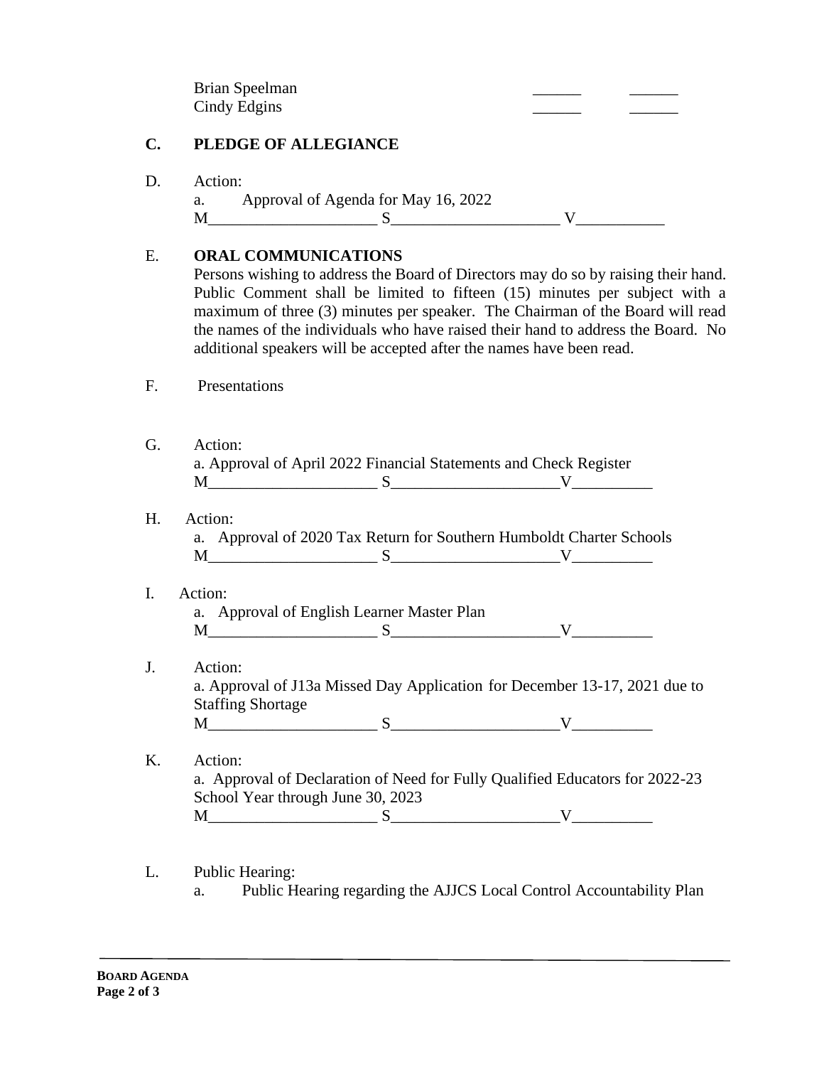Brian Speelman ______ ______
Cindy Edgins ______ ______

**C. PLEDGE OF ALLEGIANCE**

D. Action:

a. Approval of Agenda for May 16, 2022

M____________________ S____________________ V__________

E. **ORAL COMMUNICATIONS**

Persons wishing to address the Board of Directors may do so by raising their hand. Public Comment shall be limited to fifteen (15) minutes per subject with a maximum of three (3) minutes per speaker. The Chairman of the Board will read the names of the individuals who have raised their hand to address the Board. No additional speakers will be accepted after the names have been read.

F. Presentations

G. Action:

a. Approval of April 2022 Financial Statements and Check Register

M____________________ S____________________V__________

H. Action:

a. Approval of 2020 Tax Return for Southern Humboldt Charter Schools

M____________________ S____________________V__________

I. Action:

a. Approval of English Learner Master Plan

M____________________ S____________________V__________

J. Action:

a. Approval of J13a Missed Day Application for December 13-17, 2021 due to Staffing Shortage

M____________________ S____________________V__________

K. Action:

a. Approval of Declaration of Need for Fully Qualified Educators for 2022-23 School Year through June 30, 2023

M____________________ S____________________V__________

L. Public Hearing:

a. Public Hearing regarding the AJJCS Local Control Accountability Plan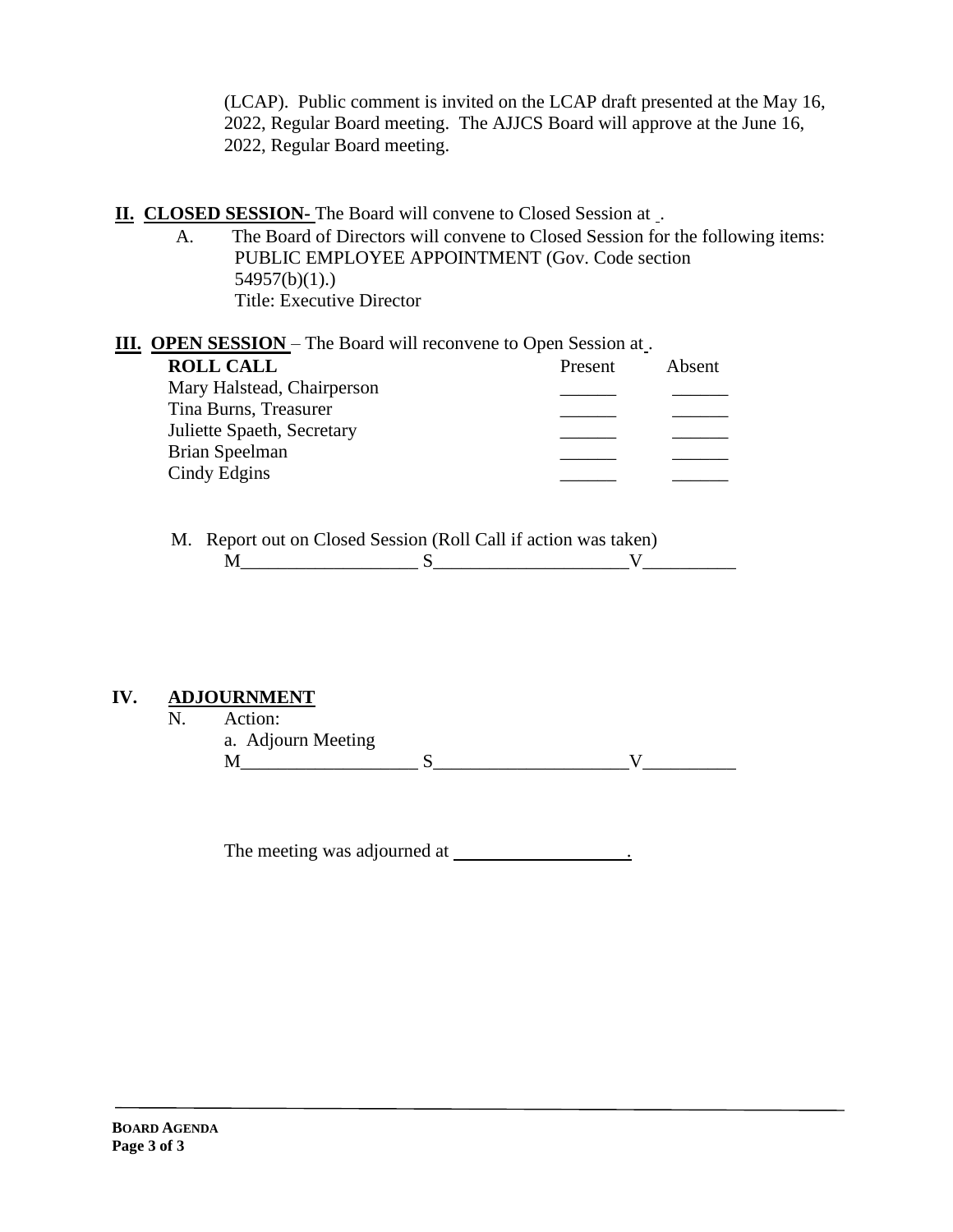(LCAP). Public comment is invited on the LCAP draft presented at the May 16, 2022, Regular Board meeting. The AJJCS Board will approve at the June 16, 2022, Regular Board meeting.

**II. CLOSED SESSION-** The Board will convene to Closed Session at .

A. The Board of Directors will convene to Closed Session for the following items: PUBLIC EMPLOYEE APPOINTMENT (Gov. Code section 54957(b)(1).)
Title: Executive Director

**III. OPEN SESSION** – The Board will reconvene to Open Session at .

| ROLL CALL | Present | Absent |
|---|---|---|
| Mary Halstead, Chairperson | ______ | ______ |
| Tina Burns, Treasurer | ______ | ______ |
| Juliette Spaeth, Secretary | ______ | ______ |
| Brian Speelman | ______ | ______ |
| Cindy Edgins | ______ | ______ |

M. Report out on Closed Session (Roll Call if action was taken)
M___________________ S____________________V__________

**IV. ADJOURNMENT**

N. Action:
a. Adjourn Meeting
M___________________ S____________________V__________

The meeting was adjourned at ___________________.